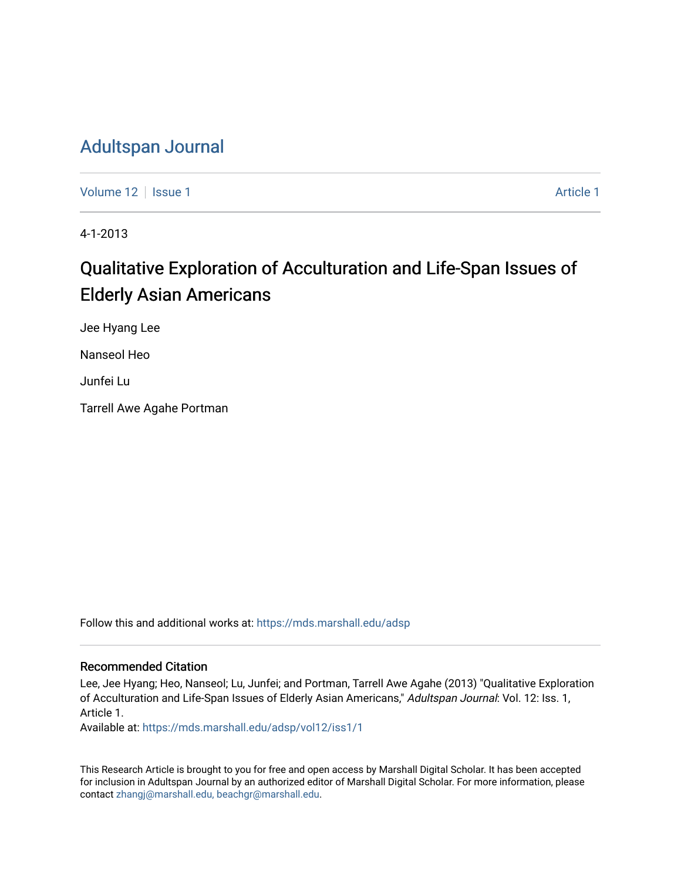# Adultspan Journal

Volume 12 | Issue 1 | Article 1

4-1-2013

## Qualitative Exploration of Acculturation and Life-Span Issues of Elderly Asian Americans

Jee Hyang Lee

Nanseol Heo

Junfei Lu

Tarrell Awe Agahe Portman

Follow this and additional works at: https://mds.marshall.edu/adsp

### Recommended Citation

Lee, Jee Hyang; Heo, Nanseol; Lu, Junfei; and Portman, Tarrell Awe Agahe (2013) "Qualitative Exploration of Acculturation and Life-Span Issues of Elderly Asian Americans," *Adultspan Journal*: Vol. 12: Iss. 1, Article 1.
Available at: https://mds.marshall.edu/adsp/vol12/iss1/1

This Research Article is brought to you for free and open access by Marshall Digital Scholar. It has been accepted for inclusion in Adultspan Journal by an authorized editor of Marshall Digital Scholar. For more information, please contact zhangj@marshall.edu, beachgr@marshall.edu.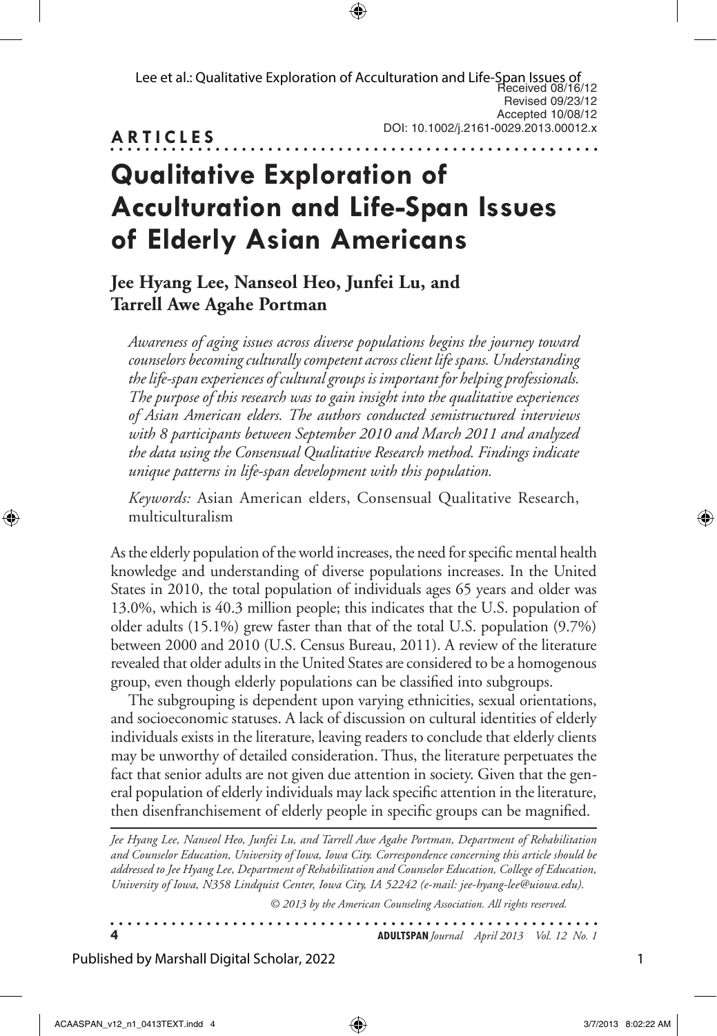Received 08/16/12
Revised 09/23/12
Accepted 10/08/12
DOI: 10.1002/j.2161-0029.2013.00012.x

**ARTICLES**

# Qualitative Exploration of Acculturation and Life-Span Issues of Elderly Asian Americans

**Jee Hyang Lee, Nanseol Heo, Junfei Lu, and Tarrell Awe Agahe Portman**

*Awareness of aging issues across diverse populations begins the journey toward counselors becoming culturally competent across client life spans. Understanding the life-span experiences of cultural groups is important for helping professionals. The purpose of this research was to gain insight into the qualitative experiences of Asian American elders. The authors conducted semistructured interviews with 8 participants between September 2010 and March 2011 and analyzed the data using the Consensual Qualitative Research method. Findings indicate unique patterns in life-span development with this population.*

*Keywords:* Asian American elders, Consensual Qualitative Research, multiculturalism

As the elderly population of the world increases, the need for specific mental health knowledge and understanding of diverse populations increases. In the United States in 2010, the total population of individuals ages 65 years and older was 13.0%, which is 40.3 million people; this indicates that the U.S. population of older adults (15.1%) grew faster than that of the total U.S. population (9.7%) between 2000 and 2010 (U.S. Census Bureau, 2011). A review of the literature revealed that older adults in the United States are considered to be a homogenous group, even though elderly populations can be classified into subgroups.

The subgrouping is dependent upon varying ethnicities, sexual orientations, and socioeconomic statuses. A lack of discussion on cultural identities of elderly individuals exists in the literature, leaving readers to conclude that elderly clients may be unworthy of detailed consideration. Thus, the literature perpetuates the fact that senior adults are not given due attention in society. Given that the general population of elderly individuals may lack specific attention in the literature, then disenfranchisement of elderly people in specific groups can be magnified.

*Jee Hyang Lee, Nanseol Heo, Junfei Lu, and Tarrell Awe Agahe Portman, Department of Rehabilitation and Counselor Education, University of Iowa, Iowa City. Correspondence concerning this article should be addressed to Jee Hyang Lee, Department of Rehabilitation and Counselor Education, College of Education, University of Iowa, N358 Lindquist Center, Iowa City, IA 52242 (e-mail: jee-hyang-lee@uiowa.edu).*

*© 2013 by the American Counseling Association. All rights reserved.*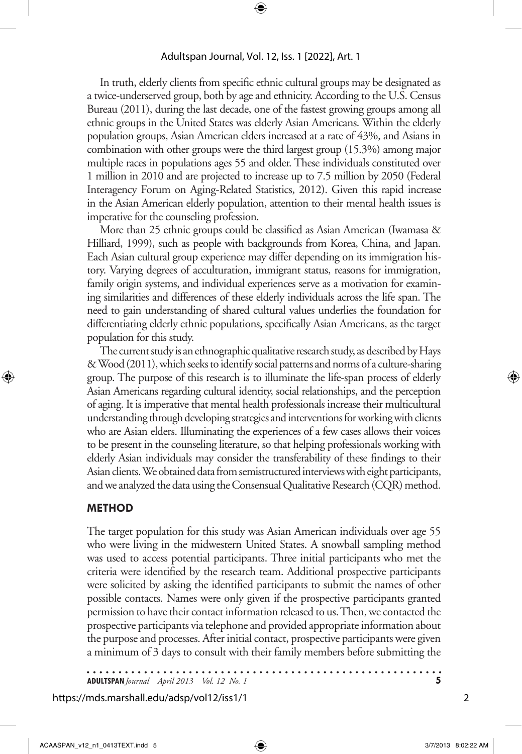In truth, elderly clients from specific ethnic cultural groups may be designated as a twice-underserved group, both by age and ethnicity. According to the U.S. Census Bureau (2011), during the last decade, one of the fastest growing groups among all ethnic groups in the United States was elderly Asian Americans. Within the elderly population groups, Asian American elders increased at a rate of 43%, and Asians in combination with other groups were the third largest group (15.3%) among major multiple races in populations ages 55 and older. These individuals constituted over 1 million in 2010 and are projected to increase up to 7.5 million by 2050 (Federal Interagency Forum on Aging-Related Statistics, 2012). Given this rapid increase in the Asian American elderly population, attention to their mental health issues is imperative for the counseling profession.

More than 25 ethnic groups could be classified as Asian American (Iwamasa & Hilliard, 1999), such as people with backgrounds from Korea, China, and Japan. Each Asian cultural group experience may differ depending on its immigration history. Varying degrees of acculturation, immigrant status, reasons for immigration, family origin systems, and individual experiences serve as a motivation for examining similarities and differences of these elderly individuals across the life span. The need to gain understanding of shared cultural values underlies the foundation for differentiating elderly ethnic populations, specifically Asian Americans, as the target population for this study.

The current study is an ethnographic qualitative research study, as described by Hays & Wood (2011), which seeks to identify social patterns and norms of a culture-sharing group. The purpose of this research is to illuminate the life-span process of elderly Asian Americans regarding cultural identity, social relationships, and the perception of aging. It is imperative that mental health professionals increase their multicultural understanding through developing strategies and interventions for working with clients who are Asian elders. Illuminating the experiences of a few cases allows their voices to be present in the counseling literature, so that helping professionals working with elderly Asian individuals may consider the transferability of these findings to their Asian clients. We obtained data from semistructured interviews with eight participants, and we analyzed the data using the Consensual Qualitative Research (CQR) method.

## METHOD

The target population for this study was Asian American individuals over age 55 who were living in the midwestern United States. A snowball sampling method was used to access potential participants. Three initial participants who met the criteria were identified by the research team. Additional prospective participants were solicited by asking the identified participants to submit the names of other possible contacts. Names were only given if the prospective participants granted permission to have their contact information released to us. Then, we contacted the prospective participants via telephone and provided appropriate information about the purpose and processes. After initial contact, prospective participants were given a minimum of 3 days to consult with their family members before submitting the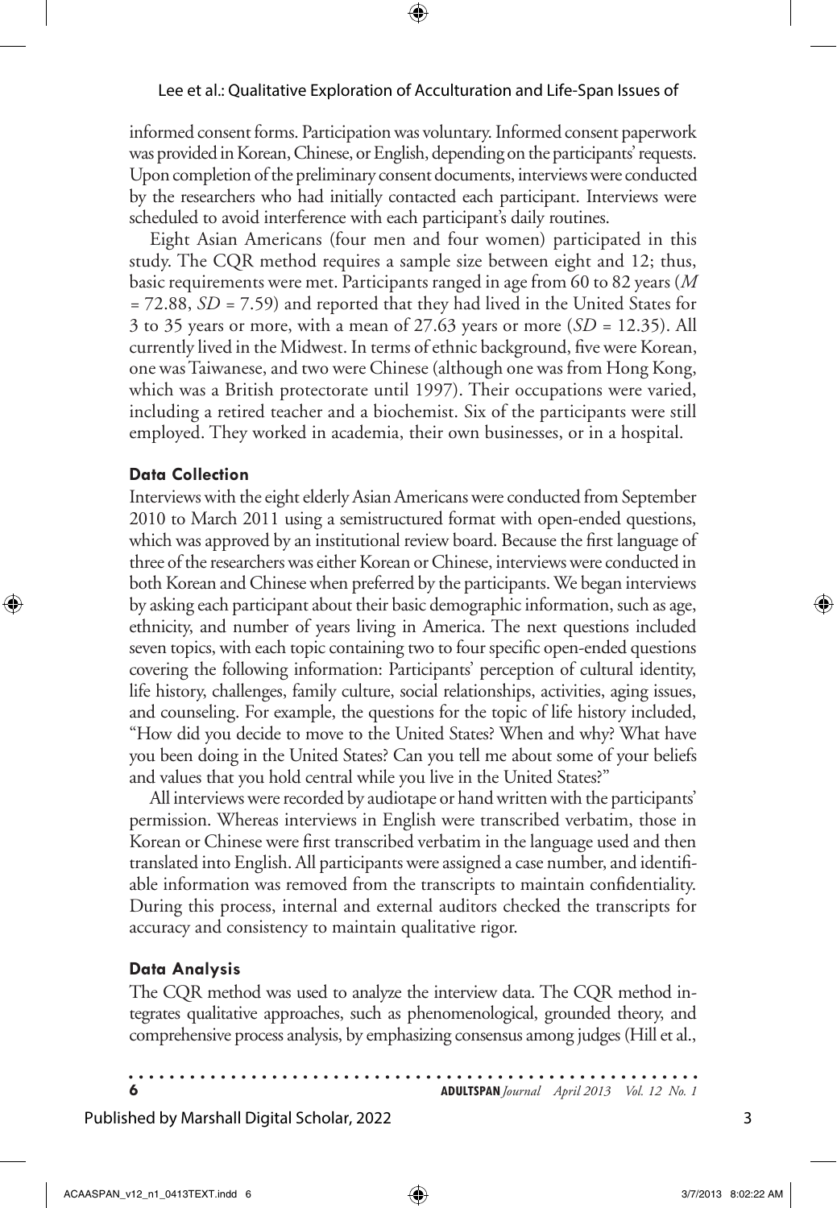informed consent forms. Participation was voluntary. Informed consent paperwork was provided in Korean, Chinese, or English, depending on the participants' requests. Upon completion of the preliminary consent documents, interviews were conducted by the researchers who had initially contacted each participant. Interviews were scheduled to avoid interference with each participant's daily routines.

Eight Asian Americans (four men and four women) participated in this study. The CQR method requires a sample size between eight and 12; thus, basic requirements were met. Participants ranged in age from 60 to 82 years ($M = 72.88$, $SD = 7.59$) and reported that they had lived in the United States for 3 to 35 years or more, with a mean of 27.63 years or more ($SD = 12.35$). All currently lived in the Midwest. In terms of ethnic background, five were Korean, one was Taiwanese, and two were Chinese (although one was from Hong Kong, which was a British protectorate until 1997). Their occupations were varied, including a retired teacher and a biochemist. Six of the participants were still employed. They worked in academia, their own businesses, or in a hospital.

### Data Collection

Interviews with the eight elderly Asian Americans were conducted from September 2010 to March 2011 using a semistructured format with open-ended questions, which was approved by an institutional review board. Because the first language of three of the researchers was either Korean or Chinese, interviews were conducted in both Korean and Chinese when preferred by the participants. We began interviews by asking each participant about their basic demographic information, such as age, ethnicity, and number of years living in America. The next questions included seven topics, with each topic containing two to four specific open-ended questions covering the following information: Participants' perception of cultural identity, life history, challenges, family culture, social relationships, activities, aging issues, and counseling. For example, the questions for the topic of life history included, "How did you decide to move to the United States? When and why? What have you been doing in the United States? Can you tell me about some of your beliefs and values that you hold central while you live in the United States?"

All interviews were recorded by audiotape or hand written with the participants' permission. Whereas interviews in English were transcribed verbatim, those in Korean or Chinese were first transcribed verbatim in the language used and then translated into English. All participants were assigned a case number, and identifiable information was removed from the transcripts to maintain confidentiality. During this process, internal and external auditors checked the transcripts for accuracy and consistency to maintain qualitative rigor.

### Data Analysis

The CQR method was used to analyze the interview data. The CQR method integrates qualitative approaches, such as phenomenological, grounded theory, and comprehensive process analysis, by emphasizing consensus among judges (Hill et al.,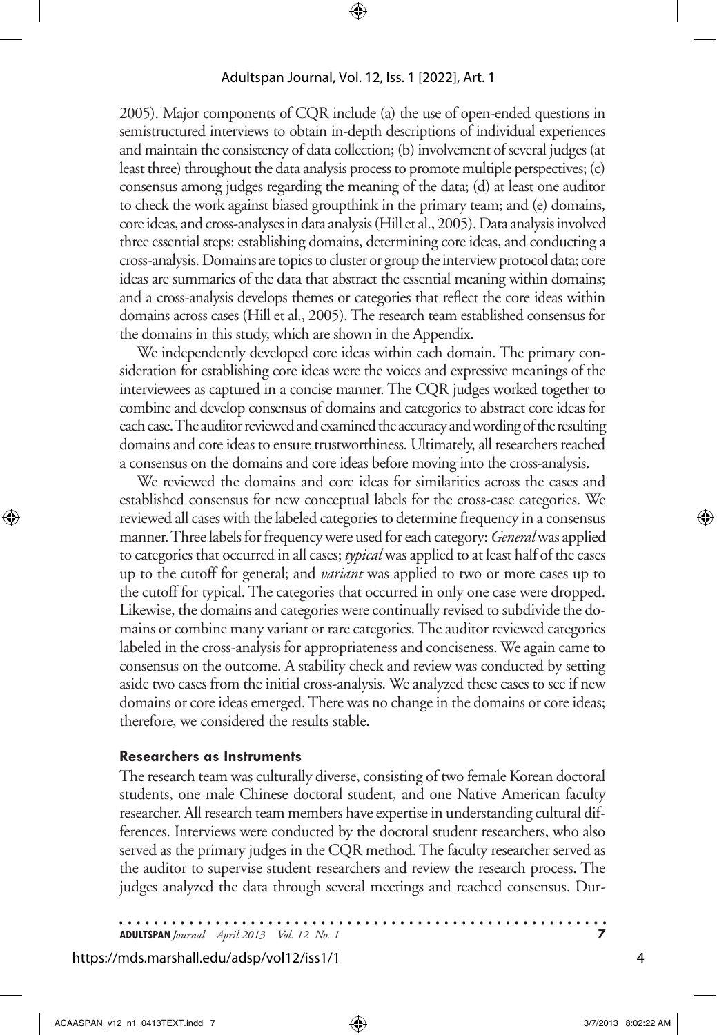2005). Major components of CQR include (a) the use of open-ended questions in semistructured interviews to obtain in-depth descriptions of individual experiences and maintain the consistency of data collection; (b) involvement of several judges (at least three) throughout the data analysis process to promote multiple perspectives; (c) consensus among judges regarding the meaning of the data; (d) at least one auditor to check the work against biased groupthink in the primary team; and (e) domains, core ideas, and cross-analyses in data analysis (Hill et al., 2005). Data analysis involved three essential steps: establishing domains, determining core ideas, and conducting a cross-analysis. Domains are topics to cluster or group the interview protocol data; core ideas are summaries of the data that abstract the essential meaning within domains; and a cross-analysis develops themes or categories that reflect the core ideas within domains across cases (Hill et al., 2005). The research team established consensus for the domains in this study, which are shown in the Appendix.

We independently developed core ideas within each domain. The primary consideration for establishing core ideas were the voices and expressive meanings of the interviewees as captured in a concise manner. The CQR judges worked together to combine and develop consensus of domains and categories to abstract core ideas for each case. The auditor reviewed and examined the accuracy and wording of the resulting domains and core ideas to ensure trustworthiness. Ultimately, all researchers reached a consensus on the domains and core ideas before moving into the cross-analysis.

We reviewed the domains and core ideas for similarities across the cases and established consensus for new conceptual labels for the cross-case categories. We reviewed all cases with the labeled categories to determine frequency in a consensus manner. Three labels for frequency were used for each category: *General* was applied to categories that occurred in all cases; *typical* was applied to at least half of the cases up to the cutoff for general; and *variant* was applied to two or more cases up to the cutoff for typical. The categories that occurred in only one case were dropped. Likewise, the domains and categories were continually revised to subdivide the domains or combine many variant or rare categories. The auditor reviewed categories labeled in the cross-analysis for appropriateness and conciseness. We again came to consensus on the outcome. A stability check and review was conducted by setting aside two cases from the initial cross-analysis. We analyzed these cases to see if new domains or core ideas emerged. There was no change in the domains or core ideas; therefore, we considered the results stable.

### Researchers as Instruments

The research team was culturally diverse, consisting of two female Korean doctoral students, one male Chinese doctoral student, and one Native American faculty researcher. All research team members have expertise in understanding cultural differences. Interviews were conducted by the doctoral student researchers, who also served as the primary judges in the CQR method. The faculty researcher served as the auditor to supervise student researchers and review the research process. The judges analyzed the data through several meetings and reached consensus. Dur-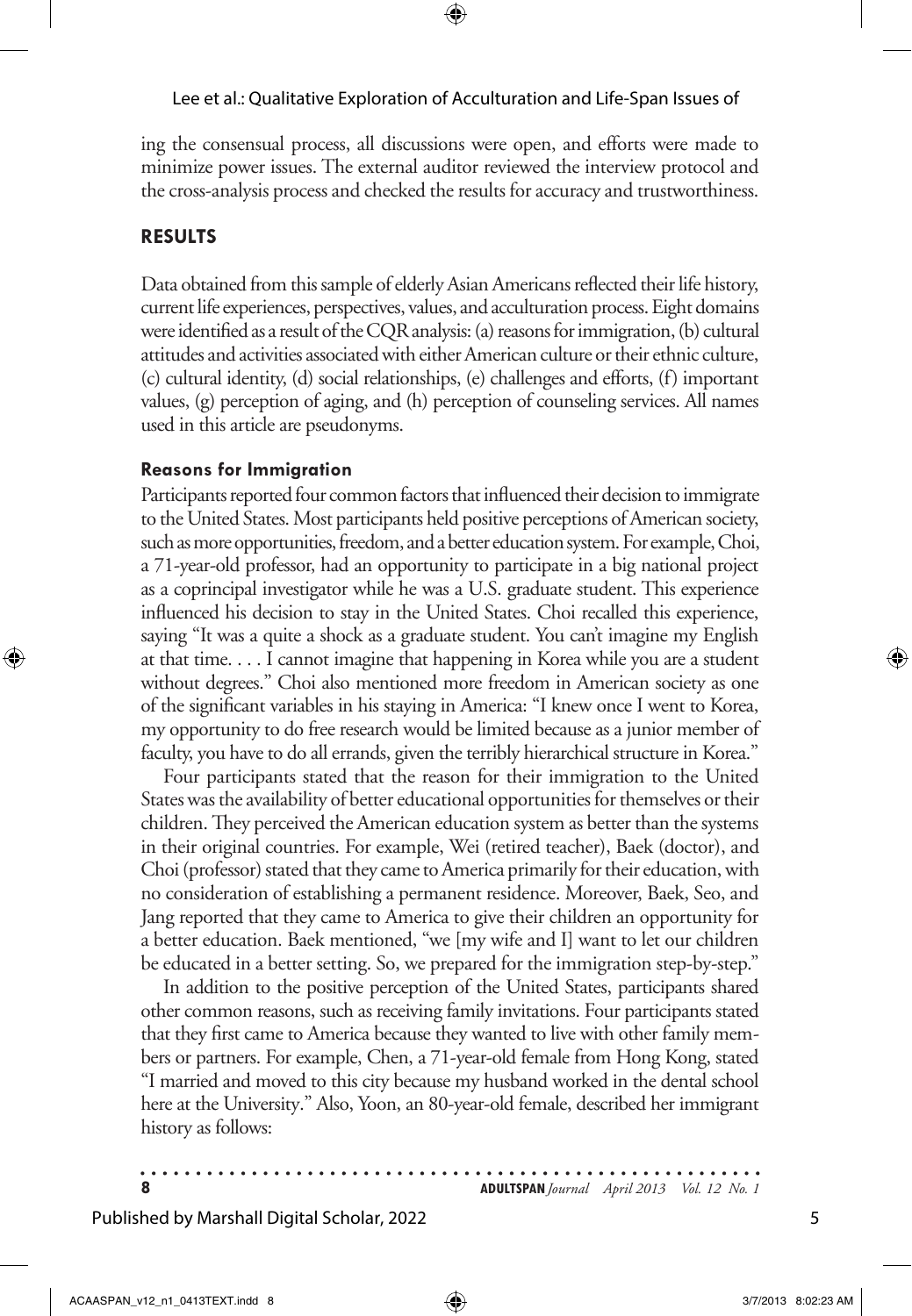ing the consensual process, all discussions were open, and efforts were made to minimize power issues. The external auditor reviewed the interview protocol and the cross-analysis process and checked the results for accuracy and trustworthiness.

## RESULTS

Data obtained from this sample of elderly Asian Americans reflected their life history, current life experiences, perspectives, values, and acculturation process. Eight domains were identified as a result of the CQR analysis: (a) reasons for immigration, (b) cultural attitudes and activities associated with either American culture or their ethnic culture, (c) cultural identity, (d) social relationships, (e) challenges and efforts, (f) important values, (g) perception of aging, and (h) perception of counseling services. All names used in this article are pseudonyms.

### Reasons for Immigration

Participants reported four common factors that influenced their decision to immigrate to the United States. Most participants held positive perceptions of American society, such as more opportunities, freedom, and a better education system. For example, Choi, a 71-year-old professor, had an opportunity to participate in a big national project as a coprincipal investigator while he was a U.S. graduate student. This experience influenced his decision to stay in the United States. Choi recalled this experience, saying "It was a quite a shock as a graduate student. You can't imagine my English at that time. . . . I cannot imagine that happening in Korea while you are a student without degrees." Choi also mentioned more freedom in American society as one of the significant variables in his staying in America: "I knew once I went to Korea, my opportunity to do free research would be limited because as a junior member of faculty, you have to do all errands, given the terribly hierarchical structure in Korea."

Four participants stated that the reason for their immigration to the United States was the availability of better educational opportunities for themselves or their children. They perceived the American education system as better than the systems in their original countries. For example, Wei (retired teacher), Baek (doctor), and Choi (professor) stated that they came to America primarily for their education, with no consideration of establishing a permanent residence. Moreover, Baek, Seo, and Jang reported that they came to America to give their children an opportunity for a better education. Baek mentioned, "we [my wife and I] want to let our children be educated in a better setting. So, we prepared for the immigration step-by-step."

In addition to the positive perception of the United States, participants shared other common reasons, such as receiving family invitations. Four participants stated that they first came to America because they wanted to live with other family members or partners. For example, Chen, a 71-year-old female from Hong Kong, stated "I married and moved to this city because my husband worked in the dental school here at the University." Also, Yoon, an 80-year-old female, described her immigrant history as follows: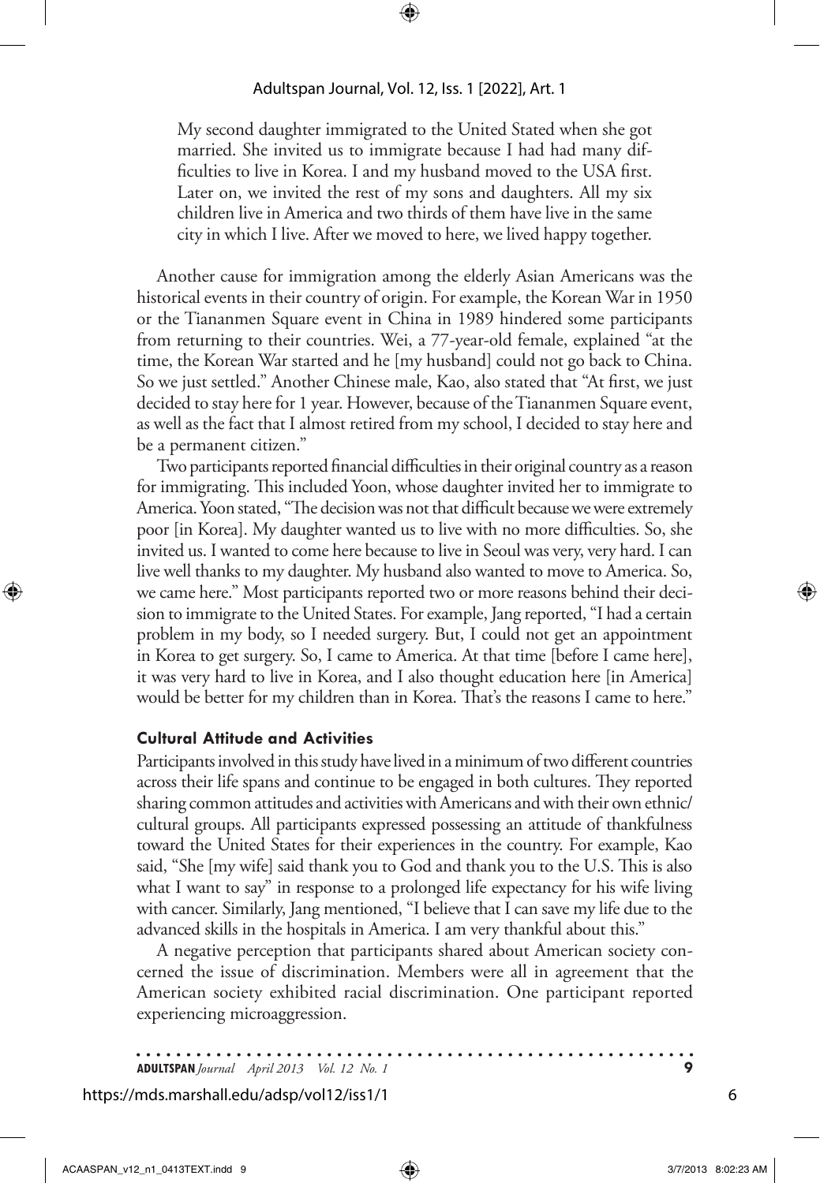> My second daughter immigrated to the United Stated when she got married. She invited us to immigrate because I had had many difficulties to live in Korea. I and my husband moved to the USA first. Later on, we invited the rest of my sons and daughters. All my six children live in America and two thirds of them have live in the same city in which I live. After we moved to here, we lived happy together.

Another cause for immigration among the elderly Asian Americans was the historical events in their country of origin. For example, the Korean War in 1950 or the Tiananmen Square event in China in 1989 hindered some participants from returning to their countries. Wei, a 77-year-old female, explained "at the time, the Korean War started and he [my husband] could not go back to China. So we just settled." Another Chinese male, Kao, also stated that "At first, we just decided to stay here for 1 year. However, because of the Tiananmen Square event, as well as the fact that I almost retired from my school, I decided to stay here and be a permanent citizen."

Two participants reported financial difficulties in their original country as a reason for immigrating. This included Yoon, whose daughter invited her to immigrate to America. Yoon stated, "The decision was not that difficult because we were extremely poor [in Korea]. My daughter wanted us to live with no more difficulties. So, she invited us. I wanted to come here because to live in Seoul was very, very hard. I can live well thanks to my daughter. My husband also wanted to move to America. So, we came here." Most participants reported two or more reasons behind their decision to immigrate to the United States. For example, Jang reported, "I had a certain problem in my body, so I needed surgery. But, I could not get an appointment in Korea to get surgery. So, I came to America. At that time [before I came here], it was very hard to live in Korea, and I also thought education here [in America] would be better for my children than in Korea. That's the reasons I came to here."

### Cultural Attitude and Activities

Participants involved in this study have lived in a minimum of two different countries across their life spans and continue to be engaged in both cultures. They reported sharing common attitudes and activities with Americans and with their own ethnic/cultural groups. All participants expressed possessing an attitude of thankfulness toward the United States for their experiences in the country. For example, Kao said, "She [my wife] said thank you to God and thank you to the U.S. This is also what I want to say" in response to a prolonged life expectancy for his wife living with cancer. Similarly, Jang mentioned, "I believe that I can save my life due to the advanced skills in the hospitals in America. I am very thankful about this."

A negative perception that participants shared about American society concerned the issue of discrimination. Members were all in agreement that the American society exhibited racial discrimination. One participant reported experiencing microaggression.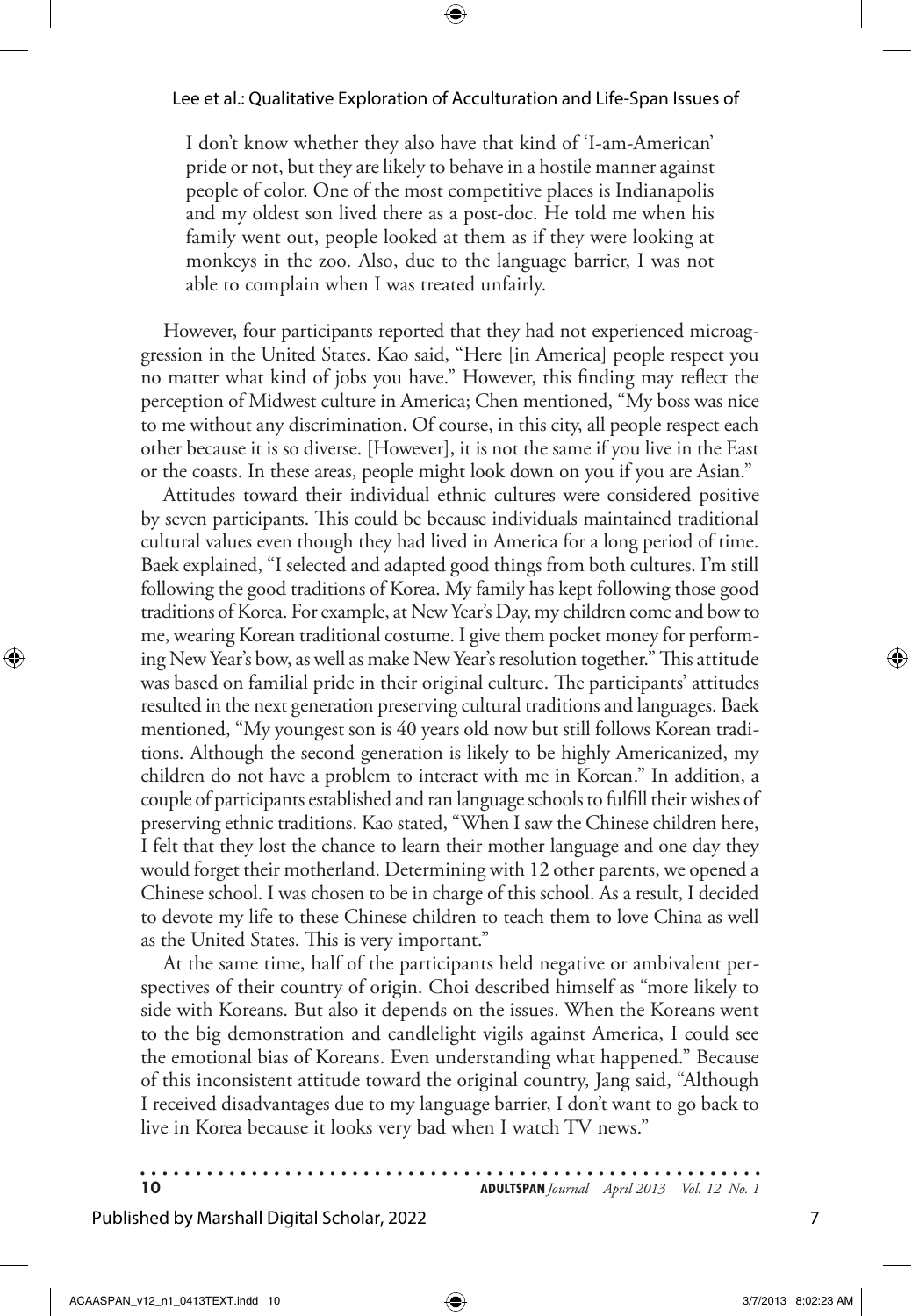> I don't know whether they also have that kind of 'I-am-American' pride or not, but they are likely to behave in a hostile manner against people of color. One of the most competitive places is Indianapolis and my oldest son lived there as a post-doc. He told me when his family went out, people looked at them as if they were looking at monkeys in the zoo. Also, due to the language barrier, I was not able to complain when I was treated unfairly.

However, four participants reported that they had not experienced microaggression in the United States. Kao said, "Here [in America] people respect you no matter what kind of jobs you have." However, this finding may reflect the perception of Midwest culture in America; Chen mentioned, "My boss was nice to me without any discrimination. Of course, in this city, all people respect each other because it is so diverse. [However], it is not the same if you live in the East or the coasts. In these areas, people might look down on you if you are Asian."

Attitudes toward their individual ethnic cultures were considered positive by seven participants. This could be because individuals maintained traditional cultural values even though they had lived in America for a long period of time. Baek explained, "I selected and adapted good things from both cultures. I'm still following the good traditions of Korea. My family has kept following those good traditions of Korea. For example, at New Year's Day, my children come and bow to me, wearing Korean traditional costume. I give them pocket money for performing New Year's bow, as well as make New Year's resolution together." This attitude was based on familial pride in their original culture. The participants' attitudes resulted in the next generation preserving cultural traditions and languages. Baek mentioned, "My youngest son is 40 years old now but still follows Korean traditions. Although the second generation is likely to be highly Americanized, my children do not have a problem to interact with me in Korean." In addition, a couple of participants established and ran language schools to fulfill their wishes of preserving ethnic traditions. Kao stated, "When I saw the Chinese children here, I felt that they lost the chance to learn their mother language and one day they would forget their motherland. Determining with 12 other parents, we opened a Chinese school. I was chosen to be in charge of this school. As a result, I decided to devote my life to these Chinese children to teach them to love China as well as the United States. This is very important."

At the same time, half of the participants held negative or ambivalent perspectives of their country of origin. Choi described himself as "more likely to side with Koreans. But also it depends on the issues. When the Koreans went to the big demonstration and candlelight vigils against America, I could see the emotional bias of Koreans. Even understanding what happened." Because of this inconsistent attitude toward the original country, Jang said, "Although I received disadvantages due to my language barrier, I don't want to go back to live in Korea because it looks very bad when I watch TV news."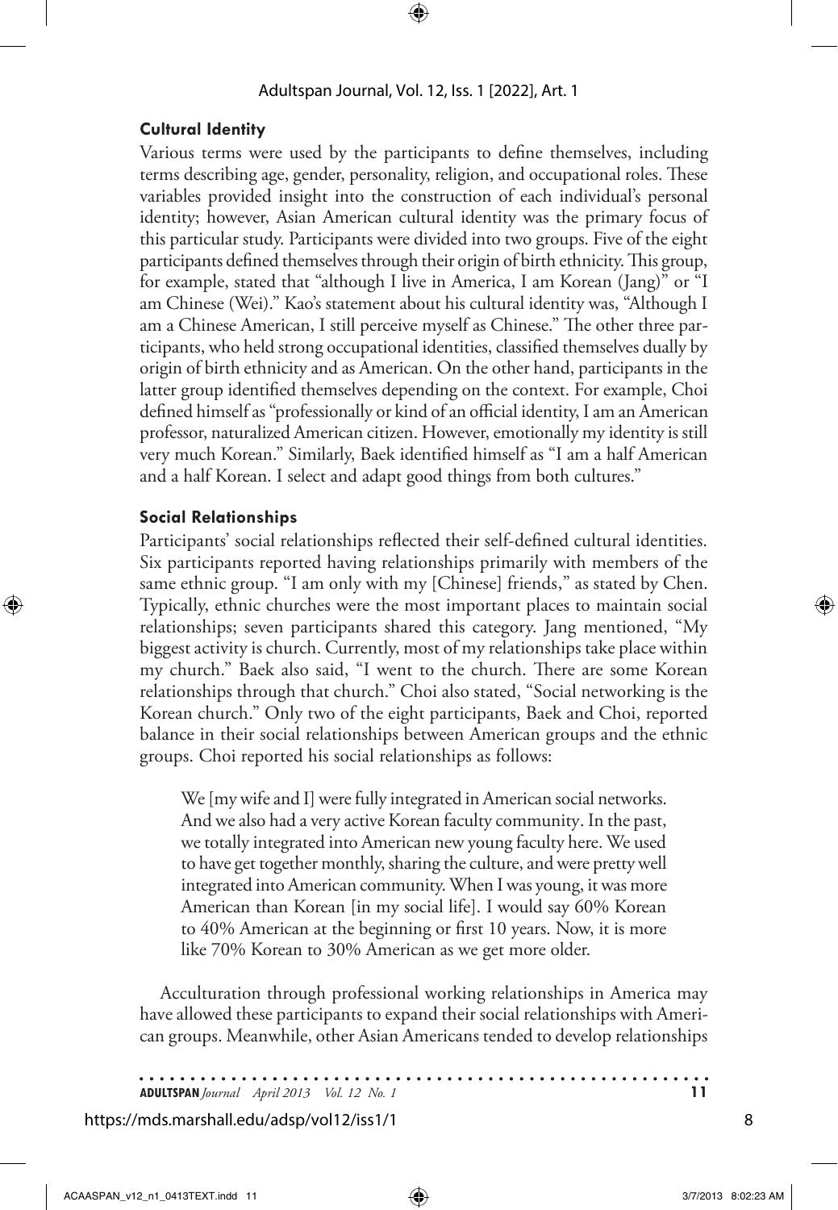### Cultural Identity

Various terms were used by the participants to define themselves, including terms describing age, gender, personality, religion, and occupational roles. These variables provided insight into the construction of each individual's personal identity; however, Asian American cultural identity was the primary focus of this particular study. Participants were divided into two groups. Five of the eight participants defined themselves through their origin of birth ethnicity. This group, for example, stated that "although I live in America, I am Korean (Jang)" or "I am Chinese (Wei)." Kao's statement about his cultural identity was, "Although I am a Chinese American, I still perceive myself as Chinese." The other three participants, who held strong occupational identities, classified themselves dually by origin of birth ethnicity and as American. On the other hand, participants in the latter group identified themselves depending on the context. For example, Choi defined himself as "professionally or kind of an official identity, I am an American professor, naturalized American citizen. However, emotionally my identity is still very much Korean." Similarly, Baek identified himself as "I am a half American and a half Korean. I select and adapt good things from both cultures."

### Social Relationships

Participants' social relationships reflected their self-defined cultural identities. Six participants reported having relationships primarily with members of the same ethnic group. "I am only with my [Chinese] friends," as stated by Chen. Typically, ethnic churches were the most important places to maintain social relationships; seven participants shared this category. Jang mentioned, "My biggest activity is church. Currently, most of my relationships take place within my church." Baek also said, "I went to the church. There are some Korean relationships through that church." Choi also stated, "Social networking is the Korean church." Only two of the eight participants, Baek and Choi, reported balance in their social relationships between American groups and the ethnic groups. Choi reported his social relationships as follows:

> We [my wife and I] were fully integrated in American social networks. And we also had a very active Korean faculty community. In the past, we totally integrated into American new young faculty here. We used to have get together monthly, sharing the culture, and were pretty well integrated into American community. When I was young, it was more American than Korean [in my social life]. I would say 60% Korean to 40% American at the beginning or first 10 years. Now, it is more like 70% Korean to 30% American as we get more older.

Acculturation through professional working relationships in America may have allowed these participants to expand their social relationships with American groups. Meanwhile, other Asian Americans tended to develop relationships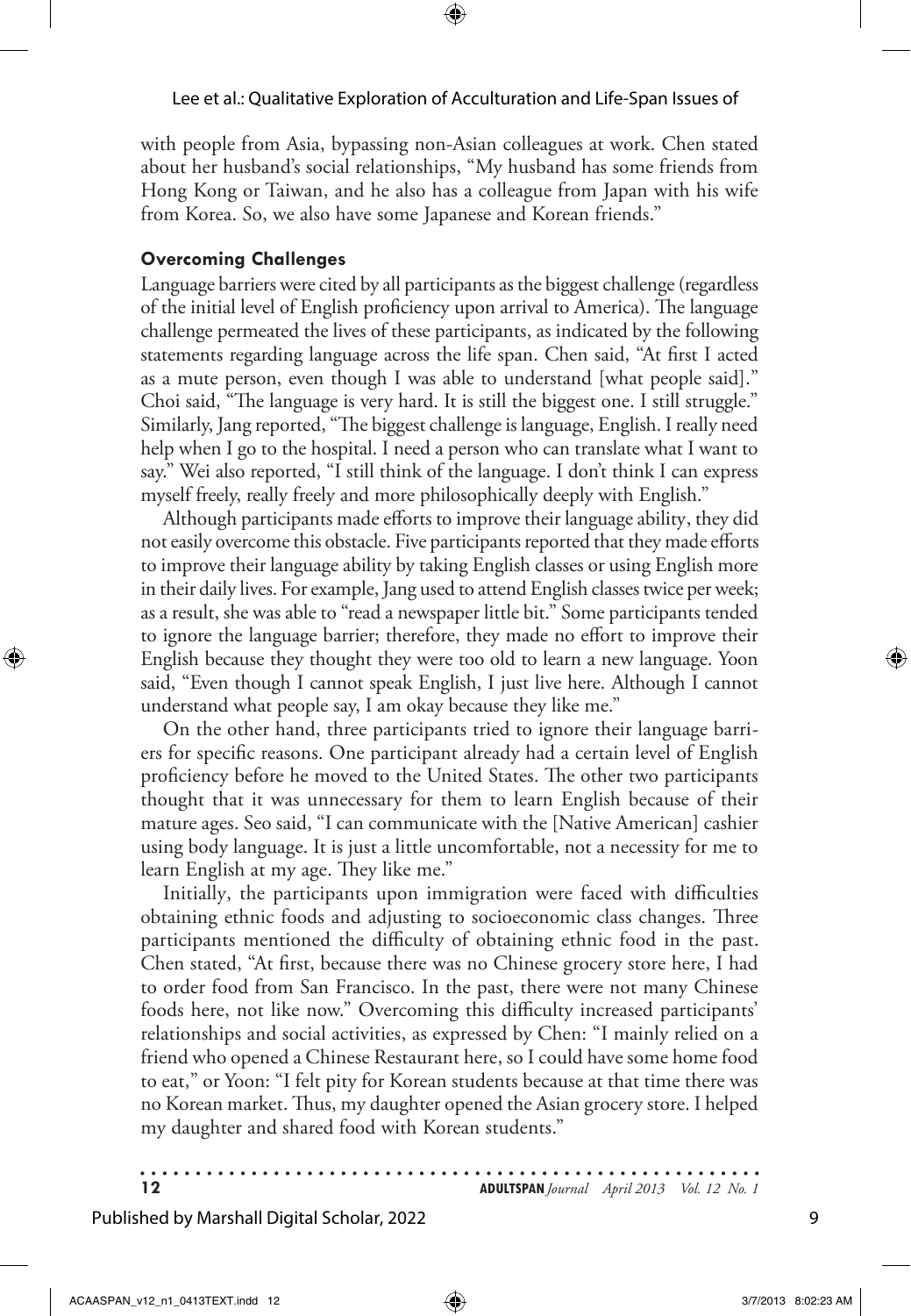with people from Asia, bypassing non-Asian colleagues at work. Chen stated about her husband's social relationships, "My husband has some friends from Hong Kong or Taiwan, and he also has a colleague from Japan with his wife from Korea. So, we also have some Japanese and Korean friends."

#### Overcoming Challenges

Language barriers were cited by all participants as the biggest challenge (regardless of the initial level of English proficiency upon arrival to America). The language challenge permeated the lives of these participants, as indicated by the following statements regarding language across the life span. Chen said, "At first I acted as a mute person, even though I was able to understand [what people said]." Choi said, "The language is very hard. It is still the biggest one. I still struggle." Similarly, Jang reported, "The biggest challenge is language, English. I really need help when I go to the hospital. I need a person who can translate what I want to say." Wei also reported, "I still think of the language. I don't think I can express myself freely, really freely and more philosophically deeply with English."

Although participants made efforts to improve their language ability, they did not easily overcome this obstacle. Five participants reported that they made efforts to improve their language ability by taking English classes or using English more in their daily lives. For example, Jang used to attend English classes twice per week; as a result, she was able to "read a newspaper little bit." Some participants tended to ignore the language barrier; therefore, they made no effort to improve their English because they thought they were too old to learn a new language. Yoon said, "Even though I cannot speak English, I just live here. Although I cannot understand what people say, I am okay because they like me."

On the other hand, three participants tried to ignore their language barriers for specific reasons. One participant already had a certain level of English proficiency before he moved to the United States. The other two participants thought that it was unnecessary for them to learn English because of their mature ages. Seo said, "I can communicate with the [Native American] cashier using body language. It is just a little uncomfortable, not a necessity for me to learn English at my age. They like me."

Initially, the participants upon immigration were faced with difficulties obtaining ethnic foods and adjusting to socioeconomic class changes. Three participants mentioned the difficulty of obtaining ethnic food in the past. Chen stated, "At first, because there was no Chinese grocery store here, I had to order food from San Francisco. In the past, there were not many Chinese foods here, not like now." Overcoming this difficulty increased participants' relationships and social activities, as expressed by Chen: "I mainly relied on a friend who opened a Chinese Restaurant here, so I could have some home food to eat," or Yoon: "I felt pity for Korean students because at that time there was no Korean market. Thus, my daughter opened the Asian grocery store. I helped my daughter and shared food with Korean students."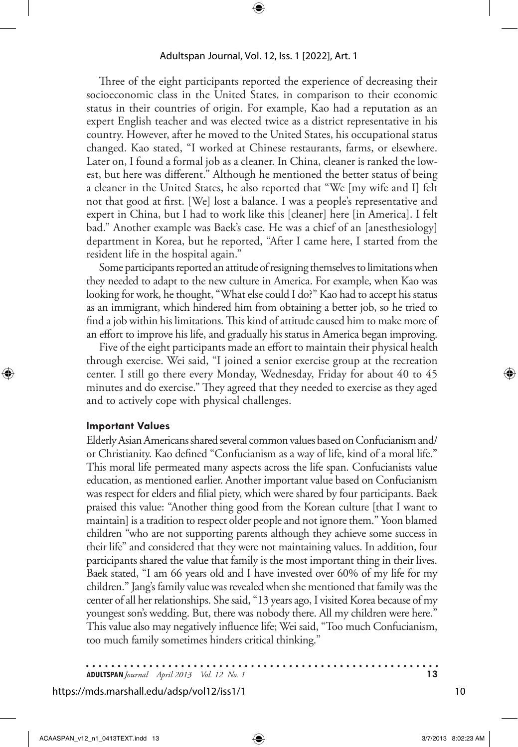Three of the eight participants reported the experience of decreasing their socioeconomic class in the United States, in comparison to their economic status in their countries of origin. For example, Kao had a reputation as an expert English teacher and was elected twice as a district representative in his country. However, after he moved to the United States, his occupational status changed. Kao stated, "I worked at Chinese restaurants, farms, or elsewhere. Later on, I found a formal job as a cleaner. In China, cleaner is ranked the lowest, but here was different." Although he mentioned the better status of being a cleaner in the United States, he also reported that "We [my wife and I] felt not that good at first. [We] lost a balance. I was a people's representative and expert in China, but I had to work like this [cleaner] here [in America]. I felt bad." Another example was Baek's case. He was a chief of an [anesthesiology] department in Korea, but he reported, "After I came here, I started from the resident life in the hospital again."

Some participants reported an attitude of resigning themselves to limitations when they needed to adapt to the new culture in America. For example, when Kao was looking for work, he thought, "What else could I do?" Kao had to accept his status as an immigrant, which hindered him from obtaining a better job, so he tried to find a job within his limitations. This kind of attitude caused him to make more of an effort to improve his life, and gradually his status in America began improving.

Five of the eight participants made an effort to maintain their physical health through exercise. Wei said, "I joined a senior exercise group at the recreation center. I still go there every Monday, Wednesday, Friday for about 40 to 45 minutes and do exercise." They agreed that they needed to exercise as they aged and to actively cope with physical challenges.

### Important Values

Elderly Asian Americans shared several common values based on Confucianism and/or Christianity. Kao defined "Confucianism as a way of life, kind of a moral life." This moral life permeated many aspects across the life span. Confucianists value education, as mentioned earlier. Another important value based on Confucianism was respect for elders and filial piety, which were shared by four participants. Baek praised this value: "Another thing good from the Korean culture [that I want to maintain] is a tradition to respect older people and not ignore them." Yoon blamed children "who are not supporting parents although they achieve some success in their life" and considered that they were not maintaining values. In addition, four participants shared the value that family is the most important thing in their lives. Baek stated, "I am 66 years old and I have invested over 60% of my life for my children." Jang's family value was revealed when she mentioned that family was the center of all her relationships. She said, "13 years ago, I visited Korea because of my youngest son's wedding. But, there was nobody there. All my children were here." This value also may negatively influence life; Wei said, "Too much Confucianism, too much family sometimes hinders critical thinking."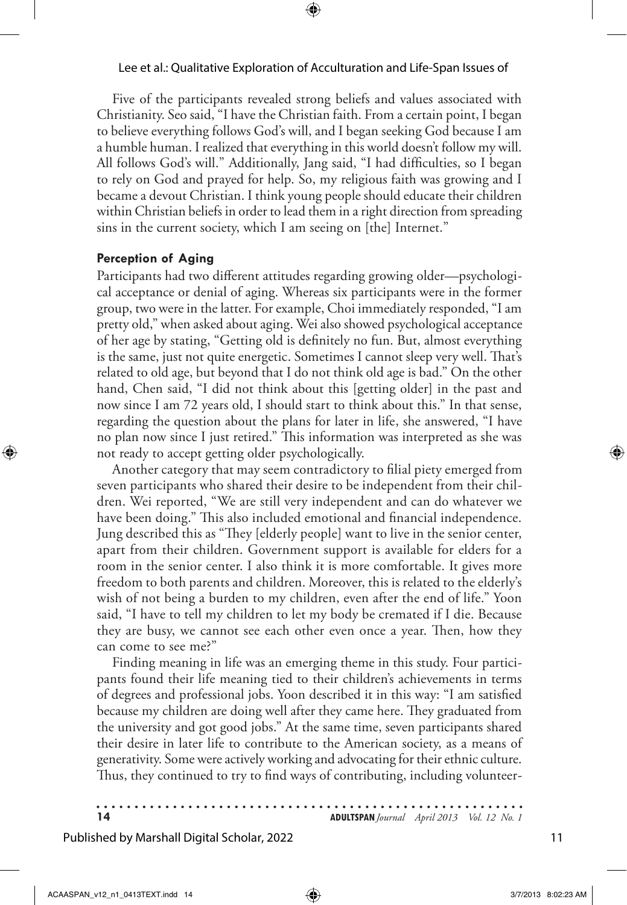Five of the participants revealed strong beliefs and values associated with Christianity. Seo said, "I have the Christian faith. From a certain point, I began to believe everything follows God's will, and I began seeking God because I am a humble human. I realized that everything in this world doesn't follow my will. All follows God's will." Additionally, Jang said, "I had difficulties, so I began to rely on God and prayed for help. So, my religious faith was growing and I became a devout Christian. I think young people should educate their children within Christian beliefs in order to lead them in a right direction from spreading sins in the current society, which I am seeing on [the] Internet."

### Perception of Aging

Participants had two different attitudes regarding growing older—psychological acceptance or denial of aging. Whereas six participants were in the former group, two were in the latter. For example, Choi immediately responded, "I am pretty old," when asked about aging. Wei also showed psychological acceptance of her age by stating, "Getting old is definitely no fun. But, almost everything is the same, just not quite energetic. Sometimes I cannot sleep very well. That's related to old age, but beyond that I do not think old age is bad." On the other hand, Chen said, "I did not think about this [getting older] in the past and now since I am 72 years old, I should start to think about this." In that sense, regarding the question about the plans for later in life, she answered, "I have no plan now since I just retired." This information was interpreted as she was not ready to accept getting older psychologically.

Another category that may seem contradictory to filial piety emerged from seven participants who shared their desire to be independent from their children. Wei reported, "We are still very independent and can do whatever we have been doing." This also included emotional and financial independence. Jung described this as "They [elderly people] want to live in the senior center, apart from their children. Government support is available for elders for a room in the senior center. I also think it is more comfortable. It gives more freedom to both parents and children. Moreover, this is related to the elderly's wish of not being a burden to my children, even after the end of life." Yoon said, "I have to tell my children to let my body be cremated if I die. Because they are busy, we cannot see each other even once a year. Then, how they can come to see me?"

Finding meaning in life was an emerging theme in this study. Four participants found their life meaning tied to their children's achievements in terms of degrees and professional jobs. Yoon described it in this way: "I am satisfied because my children are doing well after they came here. They graduated from the university and got good jobs." At the same time, seven participants shared their desire in later life to contribute to the American society, as a means of generativity. Some were actively working and advocating for their ethnic culture. Thus, they continued to try to find ways of contributing, including volunteer-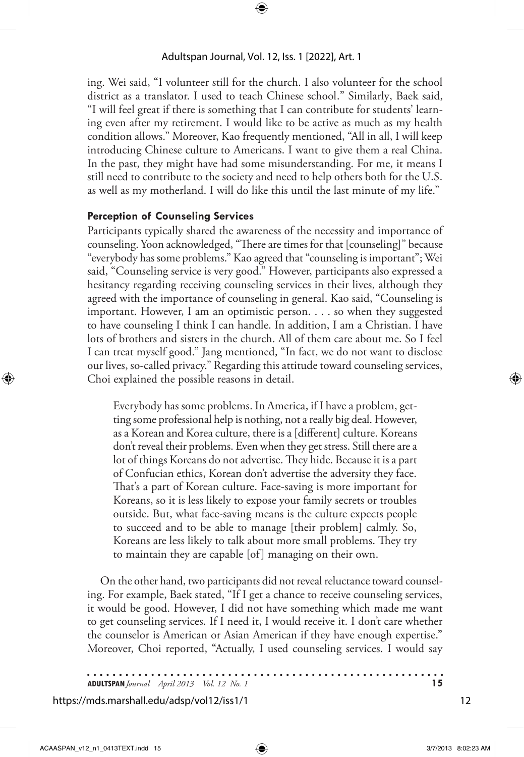ing. Wei said, "I volunteer still for the church. I also volunteer for the school district as a translator. I used to teach Chinese school." Similarly, Baek said, "I will feel great if there is something that I can contribute for students' learning even after my retirement. I would like to be active as much as my health condition allows." Moreover, Kao frequently mentioned, "All in all, I will keep introducing Chinese culture to Americans. I want to give them a real China. In the past, they might have had some misunderstanding. For me, it means I still need to contribute to the society and need to help others both for the U.S. as well as my motherland. I will do like this until the last minute of my life."

### Perception of Counseling Services

Participants typically shared the awareness of the necessity and importance of counseling. Yoon acknowledged, "There are times for that [counseling]" because "everybody has some problems." Kao agreed that "counseling is important"; Wei said, "Counseling service is very good." However, participants also expressed a hesitancy regarding receiving counseling services in their lives, although they agreed with the importance of counseling in general. Kao said, "Counseling is important. However, I am an optimistic person. . . . so when they suggested to have counseling I think I can handle. In addition, I am a Christian. I have lots of brothers and sisters in the church. All of them care about me. So I feel I can treat myself good." Jang mentioned, "In fact, we do not want to disclose our lives, so-called privacy." Regarding this attitude toward counseling services, Choi explained the possible reasons in detail.

> Everybody has some problems. In America, if I have a problem, getting some professional help is nothing, not a really big deal. However, as a Korean and Korea culture, there is a [different] culture. Koreans don't reveal their problems. Even when they get stress. Still there are a lot of things Koreans do not advertise. They hide. Because it is a part of Confucian ethics, Korean don't advertise the adversity they face. That's a part of Korean culture. Face-saving is more important for Koreans, so it is less likely to expose your family secrets or troubles outside. But, what face-saving means is the culture expects people to succeed and to be able to manage [their problem] calmly. So, Koreans are less likely to talk about more small problems. They try to maintain they are capable [of] managing on their own.

On the other hand, two participants did not reveal reluctance toward counseling. For example, Baek stated, "If I get a chance to receive counseling services, it would be good. However, I did not have something which made me want to get counseling services. If I need it, I would receive it. I don't care whether the counselor is American or Asian American if they have enough expertise." Moreover, Choi reported, "Actually, I used counseling services. I would say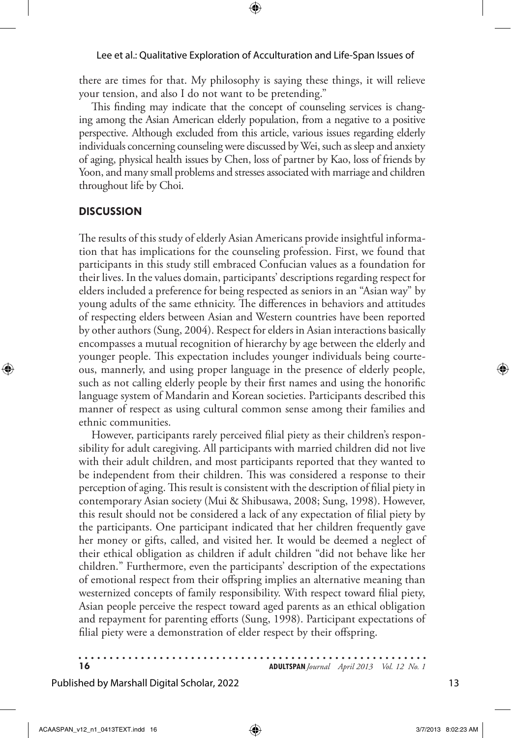there are times for that. My philosophy is saying these things, it will relieve your tension, and also I do not want to be pretending."

This finding may indicate that the concept of counseling services is changing among the Asian American elderly population, from a negative to a positive perspective. Although excluded from this article, various issues regarding elderly individuals concerning counseling were discussed by Wei, such as sleep and anxiety of aging, physical health issues by Chen, loss of partner by Kao, loss of friends by Yoon, and many small problems and stresses associated with marriage and children throughout life by Choi.

## DISCUSSION

The results of this study of elderly Asian Americans provide insightful information that has implications for the counseling profession. First, we found that participants in this study still embraced Confucian values as a foundation for their lives. In the values domain, participants' descriptions regarding respect for elders included a preference for being respected as seniors in an "Asian way" by young adults of the same ethnicity. The differences in behaviors and attitudes of respecting elders between Asian and Western countries have been reported by other authors (Sung, 2004). Respect for elders in Asian interactions basically encompasses a mutual recognition of hierarchy by age between the elderly and younger people. This expectation includes younger individuals being courteous, mannerly, and using proper language in the presence of elderly people, such as not calling elderly people by their first names and using the honorific language system of Mandarin and Korean societies. Participants described this manner of respect as using cultural common sense among their families and ethnic communities.

However, participants rarely perceived filial piety as their children's responsibility for adult caregiving. All participants with married children did not live with their adult children, and most participants reported that they wanted to be independent from their children. This was considered a response to their perception of aging. This result is consistent with the description of filial piety in contemporary Asian society (Mui & Shibusawa, 2008; Sung, 1998). However, this result should not be considered a lack of any expectation of filial piety by the participants. One participant indicated that her children frequently gave her money or gifts, called, and visited her. It would be deemed a neglect of their ethical obligation as children if adult children "did not behave like her children." Furthermore, even the participants' description of the expectations of emotional respect from their offspring implies an alternative meaning than westernized concepts of family responsibility. With respect toward filial piety, Asian people perceive the respect toward aged parents as an ethical obligation and repayment for parenting efforts (Sung, 1998). Participant expectations of filial piety were a demonstration of elder respect by their offspring.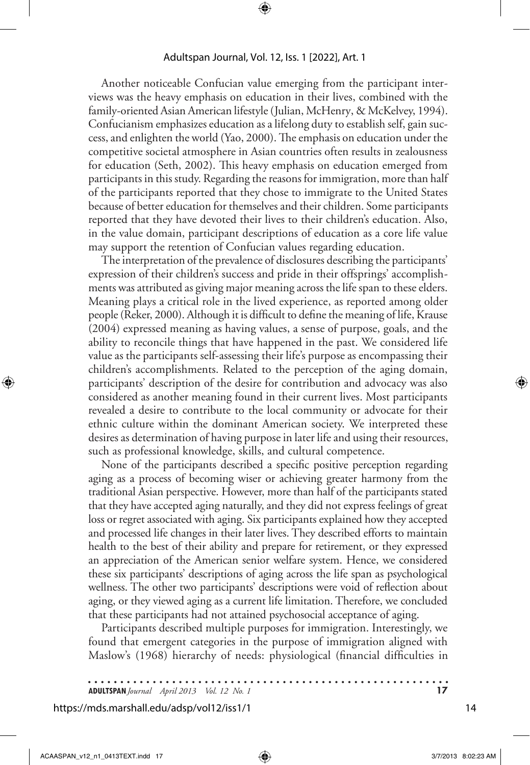Another noticeable Confucian value emerging from the participant interviews was the heavy emphasis on education in their lives, combined with the family-oriented Asian American lifestyle (Julian, McHenry, & McKelvey, 1994). Confucianism emphasizes education as a lifelong duty to establish self, gain success, and enlighten the world (Yao, 2000). The emphasis on education under the competitive societal atmosphere in Asian countries often results in zealousness for education (Seth, 2002). This heavy emphasis on education emerged from participants in this study. Regarding the reasons for immigration, more than half of the participants reported that they chose to immigrate to the United States because of better education for themselves and their children. Some participants reported that they have devoted their lives to their children's education. Also, in the value domain, participant descriptions of education as a core life value may support the retention of Confucian values regarding education.

The interpretation of the prevalence of disclosures describing the participants' expression of their children's success and pride in their offsprings' accomplishments was attributed as giving major meaning across the life span to these elders. Meaning plays a critical role in the lived experience, as reported among older people (Reker, 2000). Although it is difficult to define the meaning of life, Krause (2004) expressed meaning as having values, a sense of purpose, goals, and the ability to reconcile things that have happened in the past. We considered life value as the participants self-assessing their life's purpose as encompassing their children's accomplishments. Related to the perception of the aging domain, participants' description of the desire for contribution and advocacy was also considered as another meaning found in their current lives. Most participants revealed a desire to contribute to the local community or advocate for their ethnic culture within the dominant American society. We interpreted these desires as determination of having purpose in later life and using their resources, such as professional knowledge, skills, and cultural competence.

None of the participants described a specific positive perception regarding aging as a process of becoming wiser or achieving greater harmony from the traditional Asian perspective. However, more than half of the participants stated that they have accepted aging naturally, and they did not express feelings of great loss or regret associated with aging. Six participants explained how they accepted and processed life changes in their later lives. They described efforts to maintain health to the best of their ability and prepare for retirement, or they expressed an appreciation of the American senior welfare system. Hence, we considered these six participants' descriptions of aging across the life span as psychological wellness. The other two participants' descriptions were void of reflection about aging, or they viewed aging as a current life limitation. Therefore, we concluded that these participants had not attained psychosocial acceptance of aging.

Participants described multiple purposes for immigration. Interestingly, we found that emergent categories in the purpose of immigration aligned with Maslow's (1968) hierarchy of needs: physiological (financial difficulties in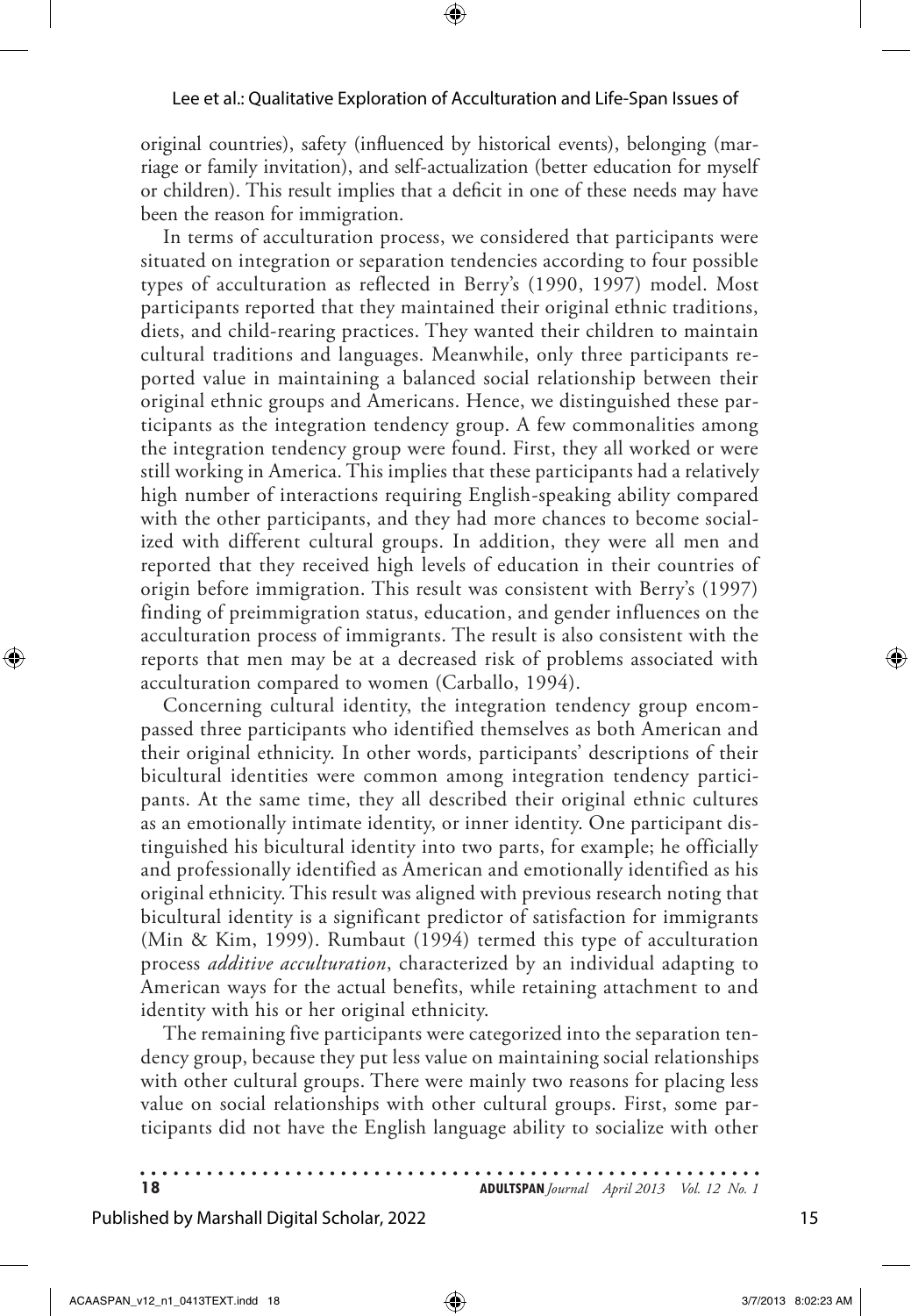original countries), safety (influenced by historical events), belonging (marriage or family invitation), and self-actualization (better education for myself or children). This result implies that a deficit in one of these needs may have been the reason for immigration.

In terms of acculturation process, we considered that participants were situated on integration or separation tendencies according to four possible types of acculturation as reflected in Berry's (1990, 1997) model. Most participants reported that they maintained their original ethnic traditions, diets, and child-rearing practices. They wanted their children to maintain cultural traditions and languages. Meanwhile, only three participants reported value in maintaining a balanced social relationship between their original ethnic groups and Americans. Hence, we distinguished these participants as the integration tendency group. A few commonalities among the integration tendency group were found. First, they all worked or were still working in America. This implies that these participants had a relatively high number of interactions requiring English-speaking ability compared with the other participants, and they had more chances to become socialized with different cultural groups. In addition, they were all men and reported that they received high levels of education in their countries of origin before immigration. This result was consistent with Berry's (1997) finding of preimmigration status, education, and gender influences on the acculturation process of immigrants. The result is also consistent with the reports that men may be at a decreased risk of problems associated with acculturation compared to women (Carballo, 1994).

Concerning cultural identity, the integration tendency group encompassed three participants who identified themselves as both American and their original ethnicity. In other words, participants' descriptions of their bicultural identities were common among integration tendency participants. At the same time, they all described their original ethnic cultures as an emotionally intimate identity, or inner identity. One participant distinguished his bicultural identity into two parts, for example; he officially and professionally identified as American and emotionally identified as his original ethnicity. This result was aligned with previous research noting that bicultural identity is a significant predictor of satisfaction for immigrants (Min & Kim, 1999). Rumbaut (1994) termed this type of acculturation process *additive acculturation*, characterized by an individual adapting to American ways for the actual benefits, while retaining attachment to and identity with his or her original ethnicity.

The remaining five participants were categorized into the separation tendency group, because they put less value on maintaining social relationships with other cultural groups. There were mainly two reasons for placing less value on social relationships with other cultural groups. First, some participants did not have the English language ability to socialize with other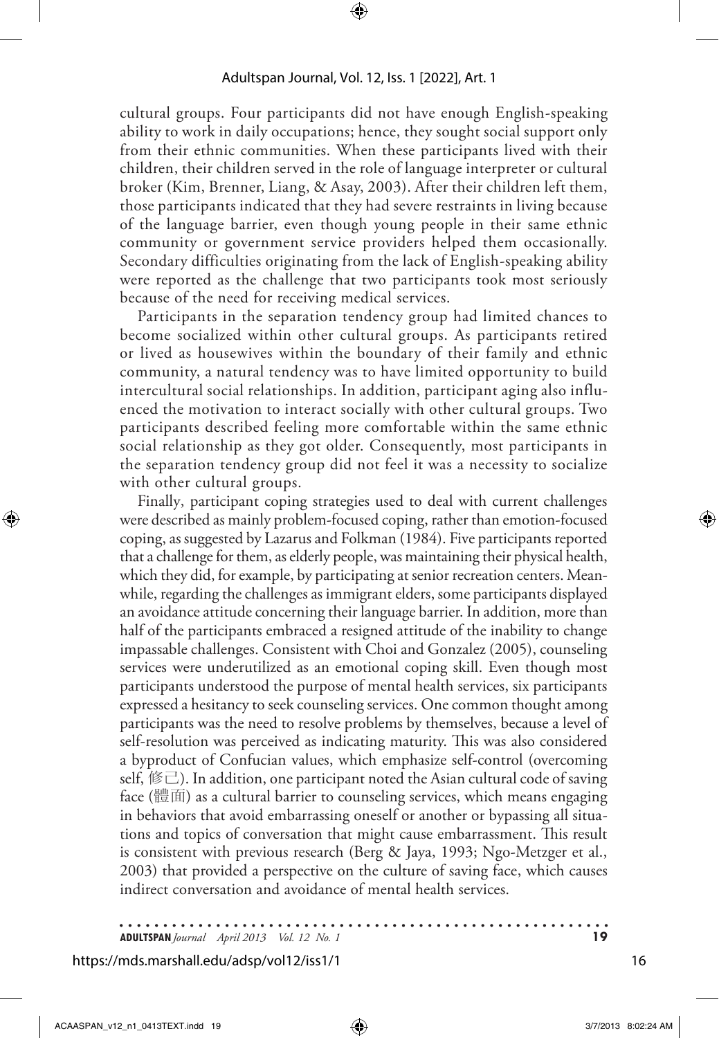cultural groups. Four participants did not have enough English-speaking ability to work in daily occupations; hence, they sought social support only from their ethnic communities. When these participants lived with their children, their children served in the role of language interpreter or cultural broker (Kim, Brenner, Liang, & Asay, 2003). After their children left them, those participants indicated that they had severe restraints in living because of the language barrier, even though young people in their same ethnic community or government service providers helped them occasionally. Secondary difficulties originating from the lack of English-speaking ability were reported as the challenge that two participants took most seriously because of the need for receiving medical services.

Participants in the separation tendency group had limited chances to become socialized within other cultural groups. As participants retired or lived as housewives within the boundary of their family and ethnic community, a natural tendency was to have limited opportunity to build intercultural social relationships. In addition, participant aging also influenced the motivation to interact socially with other cultural groups. Two participants described feeling more comfortable within the same ethnic social relationship as they got older. Consequently, most participants in the separation tendency group did not feel it was a necessity to socialize with other cultural groups.

Finally, participant coping strategies used to deal with current challenges were described as mainly problem-focused coping, rather than emotion-focused coping, as suggested by Lazarus and Folkman (1984). Five participants reported that a challenge for them, as elderly people, was maintaining their physical health, which they did, for example, by participating at senior recreation centers. Meanwhile, regarding the challenges as immigrant elders, some participants displayed an avoidance attitude concerning their language barrier. In addition, more than half of the participants embraced a resigned attitude of the inability to change impassable challenges. Consistent with Choi and Gonzalez (2005), counseling services were underutilized as an emotional coping skill. Even though most participants understood the purpose of mental health services, six participants expressed a hesitancy to seek counseling services. One common thought among participants was the need to resolve problems by themselves, because a level of self-resolution was perceived as indicating maturity. This was also considered a byproduct of Confucian values, which emphasize self-control (overcoming self, 修己). In addition, one participant noted the Asian cultural code of saving face (體面) as a cultural barrier to counseling services, which means engaging in behaviors that avoid embarrassing oneself or another or bypassing all situations and topics of conversation that might cause embarrassment. This result is consistent with previous research (Berg & Jaya, 1993; Ngo-Metzger et al., 2003) that provided a perspective on the culture of saving face, which causes indirect conversation and avoidance of mental health services.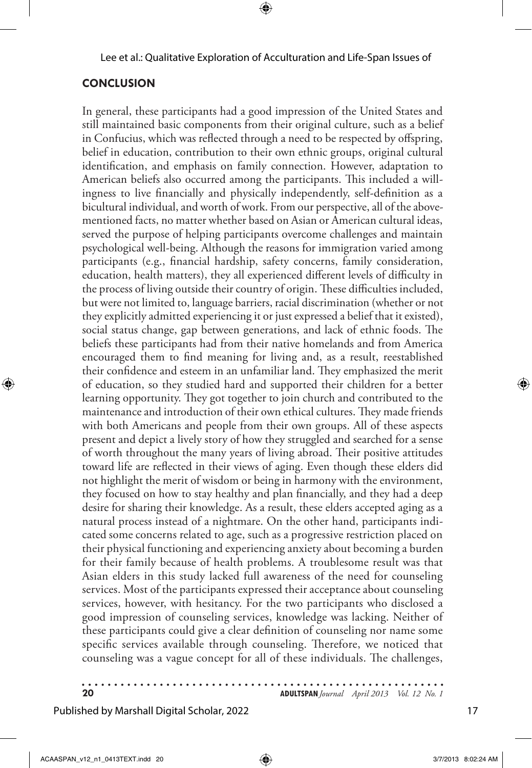## CONCLUSION

In general, these participants had a good impression of the United States and still maintained basic components from their original culture, such as a belief in Confucius, which was reflected through a need to be respected by offspring, belief in education, contribution to their own ethnic groups, original cultural identification, and emphasis on family connection. However, adaptation to American beliefs also occurred among the participants. This included a willingness to live financially and physically independently, self-definition as a bicultural individual, and worth of work. From our perspective, all of the above-mentioned facts, no matter whether based on Asian or American cultural ideas, served the purpose of helping participants overcome challenges and maintain psychological well-being. Although the reasons for immigration varied among participants (e.g., financial hardship, safety concerns, family consideration, education, health matters), they all experienced different levels of difficulty in the process of living outside their country of origin. These difficulties included, but were not limited to, language barriers, racial discrimination (whether or not they explicitly admitted experiencing it or just expressed a belief that it existed), social status change, gap between generations, and lack of ethnic foods. The beliefs these participants had from their native homelands and from America encouraged them to find meaning for living and, as a result, reestablished their confidence and esteem in an unfamiliar land. They emphasized the merit of education, so they studied hard and supported their children for a better learning opportunity. They got together to join church and contributed to the maintenance and introduction of their own ethical cultures. They made friends with both Americans and people from their own groups. All of these aspects present and depict a lively story of how they struggled and searched for a sense of worth throughout the many years of living abroad. Their positive attitudes toward life are reflected in their views of aging. Even though these elders did not highlight the merit of wisdom or being in harmony with the environment, they focused on how to stay healthy and plan financially, and they had a deep desire for sharing their knowledge. As a result, these elders accepted aging as a natural process instead of a nightmare. On the other hand, participants indicated some concerns related to age, such as a progressive restriction placed on their physical functioning and experiencing anxiety about becoming a burden for their family because of health problems. A troublesome result was that Asian elders in this study lacked full awareness of the need for counseling services. Most of the participants expressed their acceptance about counseling services, however, with hesitancy. For the two participants who disclosed a good impression of counseling services, knowledge was lacking. Neither of these participants could give a clear definition of counseling nor name some specific services available through counseling. Therefore, we noticed that counseling was a vague concept for all of these individuals. The challenges,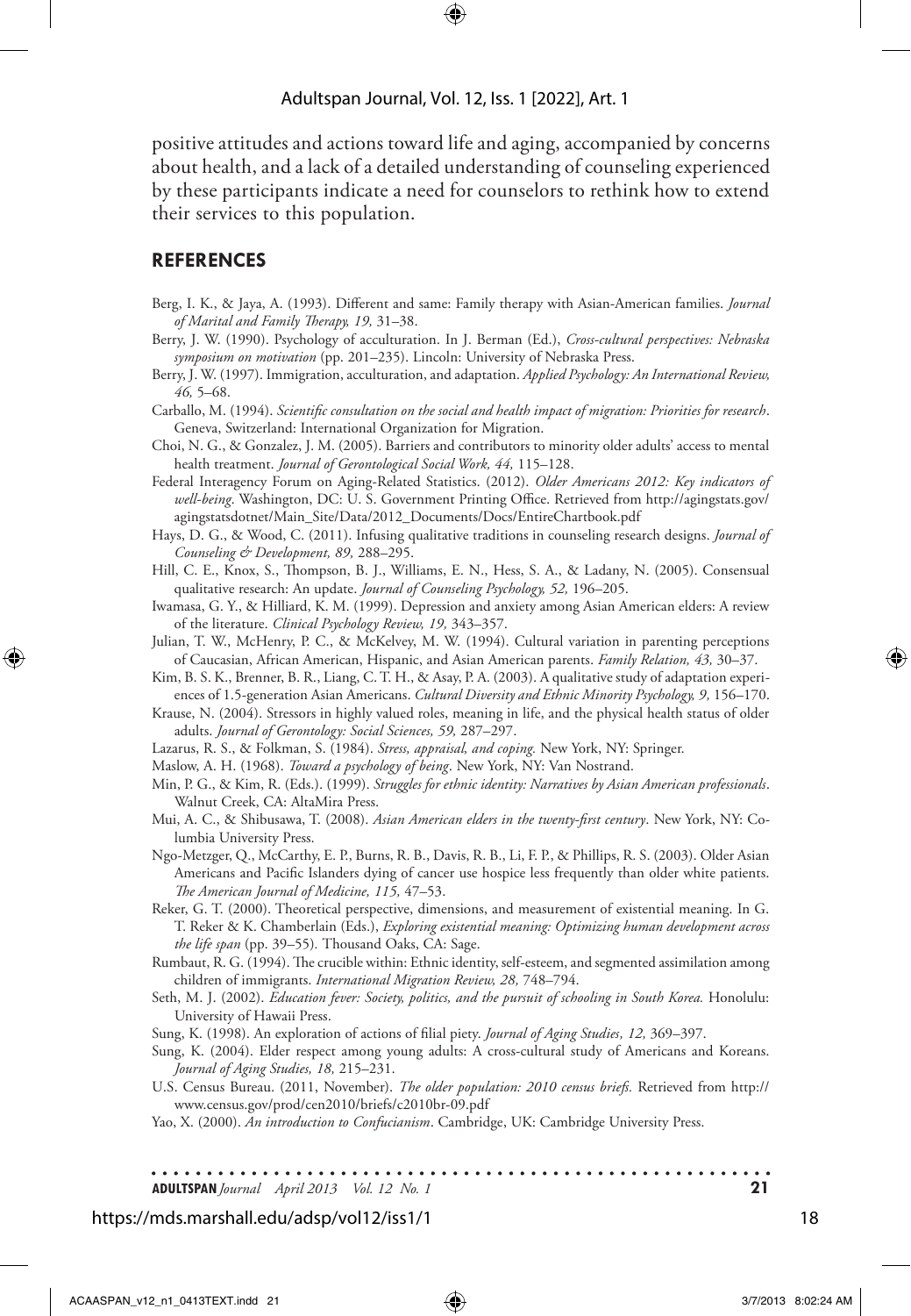positive attitudes and actions toward life and aging, accompanied by concerns about health, and a lack of a detailed understanding of counseling experienced by these participants indicate a need for counselors to rethink how to extend their services to this population.

## REFERENCES

Berg, I. K., & Jaya, A. (1993). Different and same: Family therapy with Asian-American families. *Journal of Marital and Family Therapy, 19,* 31–38.

Berry, J. W. (1990). Psychology of acculturation. In J. Berman (Ed.), *Cross-cultural perspectives: Nebraska symposium on motivation* (pp. 201–235). Lincoln: University of Nebraska Press.

Berry, J. W. (1997). Immigration, acculturation, and adaptation. *Applied Psychology: An International Review, 46,* 5–68.

Carballo, M. (1994). *Scientific consultation on the social and health impact of migration: Priorities for research*. Geneva, Switzerland: International Organization for Migration.

Choi, N. G., & Gonzalez, J. M. (2005). Barriers and contributors to minority older adults' access to mental health treatment. *Journal of Gerontological Social Work, 44,* 115–128.

Federal Interagency Forum on Aging-Related Statistics. (2012). *Older Americans 2012: Key indicators of well-being*. Washington, DC: U. S. Government Printing Office. Retrieved from http://agingstats.gov/agingstatsdotnet/Main_Site/Data/2012_Documents/Docs/EntireChartbook.pdf

Hays, D. G., & Wood, C. (2011). Infusing qualitative traditions in counseling research designs. *Journal of Counseling & Development, 89,* 288–295.

Hill, C. E., Knox, S., Thompson, B. J., Williams, E. N., Hess, S. A., & Ladany, N. (2005). Consensual qualitative research: An update. *Journal of Counseling Psychology, 52,* 196–205.

Iwamasa, G. Y., & Hilliard, K. M. (1999). Depression and anxiety among Asian American elders: A review of the literature. *Clinical Psychology Review, 19,* 343–357.

Julian, T. W., McHenry, P. C., & McKelvey, M. W. (1994). Cultural variation in parenting perceptions of Caucasian, African American, Hispanic, and Asian American parents. *Family Relation, 43,* 30–37.

Kim, B. S. K., Brenner, B. R., Liang, C. T. H., & Asay, P. A. (2003). A qualitative study of adaptation experiences of 1.5-generation Asian Americans. *Cultural Diversity and Ethnic Minority Psychology, 9,* 156–170.

Krause, N. (2004). Stressors in highly valued roles, meaning in life, and the physical health status of older adults. *Journal of Gerontology: Social Sciences, 59,* 287–297.

Lazarus, R. S., & Folkman, S. (1984). *Stress, appraisal, and coping.* New York, NY: Springer.

Maslow, A. H. (1968). *Toward a psychology of being*. New York, NY: Van Nostrand.

Min, P. G., & Kim, R. (Eds.). (1999). *Struggles for ethnic identity: Narratives by Asian American professionals*. Walnut Creek, CA: AltaMira Press.

Mui, A. C., & Shibusawa, T. (2008). *Asian American elders in the twenty-first century*. New York, NY: Columbia University Press.

Ngo-Metzger, Q., McCarthy, E. P., Burns, R. B., Davis, R. B., Li, F. P., & Phillips, R. S. (2003). Older Asian Americans and Pacific Islanders dying of cancer use hospice less frequently than older white patients. *The American Journal of Medicine, 115,* 47–53.

Reker, G. T. (2000). Theoretical perspective, dimensions, and measurement of existential meaning. In G. T. Reker & K. Chamberlain (Eds.), *Exploring existential meaning: Optimizing human development across the life span* (pp. 39–55)*.* Thousand Oaks, CA: Sage.

Rumbaut, R. G. (1994). The crucible within: Ethnic identity, self-esteem, and segmented assimilation among children of immigrants. *International Migration Review, 28,* 748–794.

Seth, M. J. (2002). *Education fever: Society, politics, and the pursuit of schooling in South Korea.* Honolulu: University of Hawaii Press.

Sung, K. (1998). An exploration of actions of filial piety. *Journal of Aging Studies, 12,* 369–397.

Sung, K. (2004). Elder respect among young adults: A cross-cultural study of Americans and Koreans. *Journal of Aging Studies, 18,* 215–231.

U.S. Census Bureau. (2011, November). *The older population: 2010 census briefs.* Retrieved from http://www.census.gov/prod/cen2010/briefs/c2010br-09.pdf

Yao, X. (2000). *An introduction to Confucianism*. Cambridge, UK: Cambridge University Press.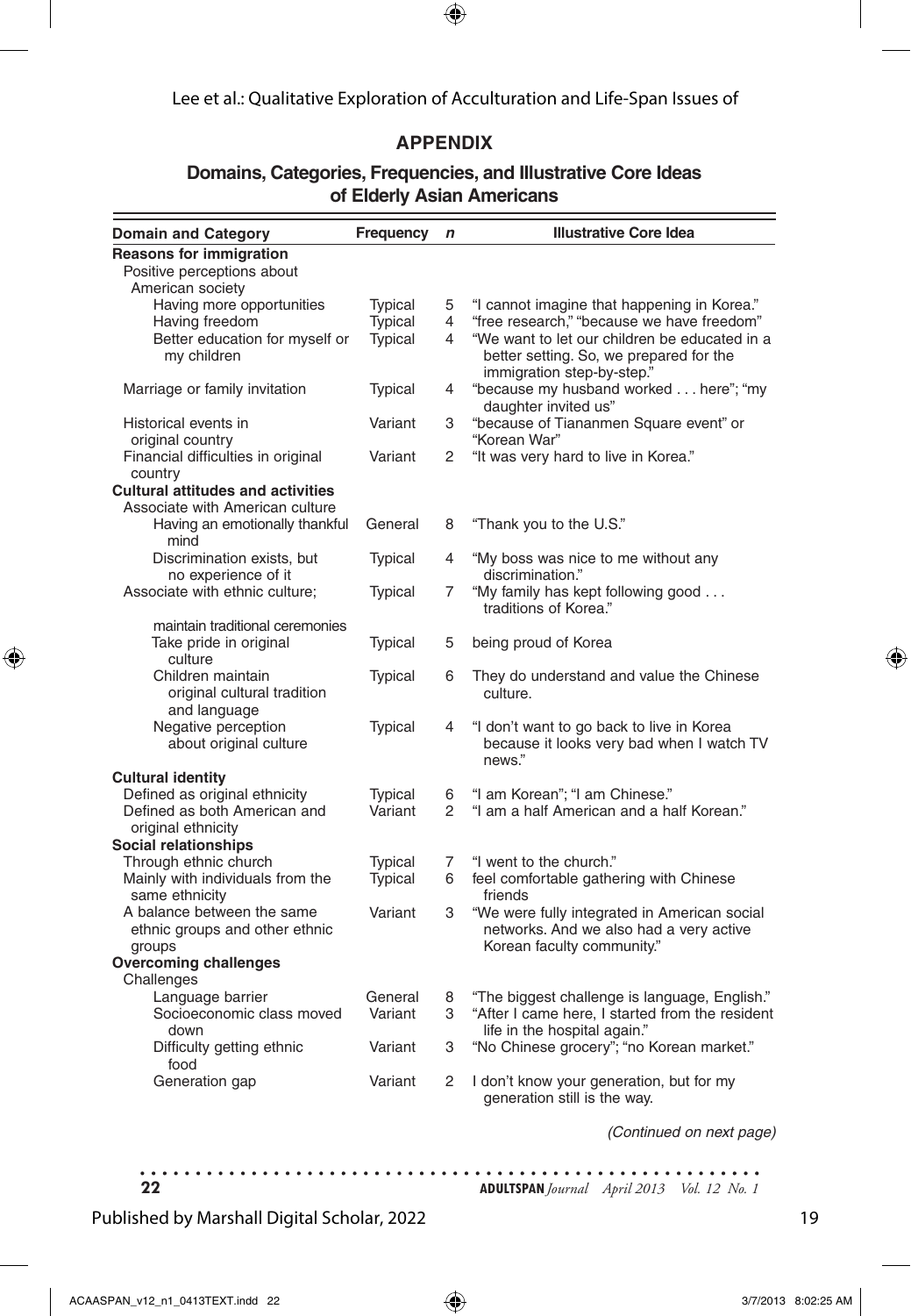## APPENDIX

### Domains, Categories, Frequencies, and Illustrative Core Ideas of Elderly Asian Americans

| Domain and Category | Frequency | n | Illustrative Core Idea |
|---|---|---|---|
| **Reasons for immigration** | | | |
| Positive perceptions about American society | | | |
| Having more opportunities | Typical | 5 | "I cannot imagine that happening in Korea." |
| Having freedom | Typical | 4 | "free research," "because we have freedom" |
| Better education for myself or my children | Typical | 4 | "We want to let our children be educated in a better setting. So, we prepared for the immigration step-by-step." |
| Marriage or family invitation | Typical | 4 | "because my husband worked . . . here"; "my daughter invited us" |
| Historical events in original country | Variant | 3 | "because of Tiananmen Square event" or "Korean War" |
| Financial difficulties in original country | Variant | 2 | "It was very hard to live in Korea." |
| **Cultural attitudes and activities** | | | |
| Associate with American culture | | | |
| Having an emotionally thankful mind | General | 8 | "Thank you to the U.S." |
| Discrimination exists, but no experience of it | Typical | 4 | "My boss was nice to me without any discrimination." |
| Associate with ethnic culture; maintain traditional ceremonies | Typical | 7 | "My family has kept following good . . . traditions of Korea." |
| Take pride in original culture | Typical | 5 | being proud of Korea |
| Children maintain original cultural tradition and language | Typical | 6 | They do understand and value the Chinese culture. |
| Negative perception about original culture | Typical | 4 | "I don't want to go back to live in Korea because it looks very bad when I watch TV news." |
| **Cultural identity** | | | |
| Defined as original ethnicity | Typical | 6 | "I am Korean"; "I am Chinese." |
| Defined as both American and original ethnicity | Variant | 2 | "I am a half American and a half Korean." |
| **Social relationships** | | | |
| Through ethnic church | Typical | 7 | "I went to the church." |
| Mainly with individuals from the same ethnicity | Typical | 6 | feel comfortable gathering with Chinese friends |
| A balance between the same ethnic groups and other ethnic groups | Variant | 3 | "We were fully integrated in American social networks. And we also had a very active Korean faculty community." |
| **Overcoming challenges** | | | |
| Challenges | | | |
| Language barrier | General | 8 | "The biggest challenge is language, English." |
| Socioeconomic class moved down | Variant | 3 | "After I came here, I started from the resident life in the hospital again." |
| Difficulty getting ethnic food | Variant | 3 | "No Chinese grocery"; "no Korean market." |
| Generation gap | Variant | 2 | I don't know your generation, but for my generation still is the way. |

*(Continued on next page)*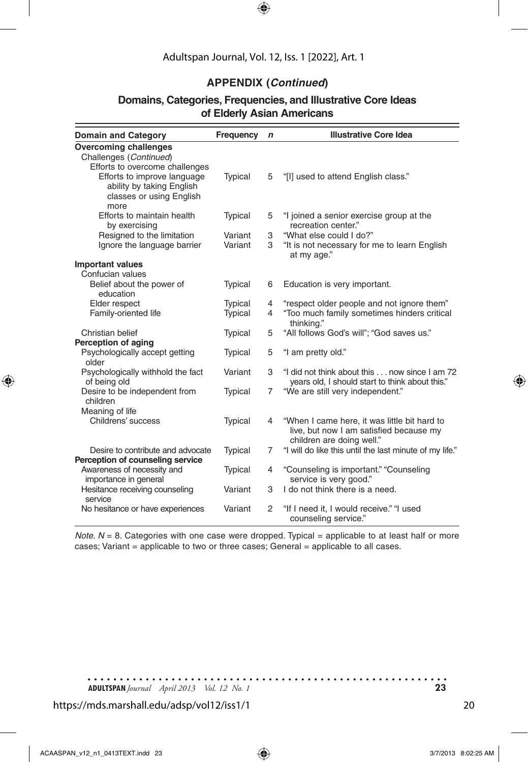## APPENDIX (*Continued*)

### Domains, Categories, Frequencies, and Illustrative Core Ideas of Elderly Asian Americans

| Domain and Category | Frequency | n | Illustrative Core Idea |
|---|---|---|---|
| **Overcoming challenges** | | | |
| Challenges (*Continued*) | | | |
| Efforts to overcome challenges | | | |
| Efforts to improve language ability by taking English classes or using English more | Typical | 5 | "[I] used to attend English class." |
| Efforts to maintain health by exercising | Typical | 5 | "I joined a senior exercise group at the recreation center." |
| Resigned to the limitation | Variant | 3 | "What else could I do?" |
| Ignore the language barrier | Variant | 3 | "It is not necessary for me to learn English at my age." |
| **Important values** | | | |
| Confucian values | | | |
| Belief about the power of education | Typical | 6 | Education is very important. |
| Elder respect | Typical | 4 | "respect older people and not ignore them" |
| Family-oriented life | Typical | 4 | "Too much family sometimes hinders critical thinking." |
| Christian belief | Typical | 5 | "All follows God's will"; "God saves us." |
| **Perception of aging** | | | |
| Psychologically accept getting older | Typical | 5 | "I am pretty old." |
| Psychologically withhold the fact of being old | Variant | 3 | "I did not think about this . . . now since I am 72 years old, I should start to think about this." |
| Desire to be independent from children | Typical | 7 | "We are still very independent." |
| Meaning of life | | | |
| Childrens' success | Typical | 4 | "When I came here, it was little bit hard to live, but now I am satisfied because my children are doing well." |
| Desire to contribute and advocate | Typical | 7 | "I will do like this until the last minute of my life." |
| **Perception of counseling service** | | | |
| Awareness of necessity and importance in general | Typical | 4 | "Counseling is important." "Counseling service is very good." |
| Hesitance receiving counseling service | Variant | 3 | I do not think there is a need. |
| No hesitance or have experiences | Variant | 2 | "If I need it, I would receive." "I used counseling service." |

*Note.* $N = 8$. Categories with one case were dropped. Typical = applicable to at least half or more cases; Variant = applicable to two or three cases; General = applicable to all cases.